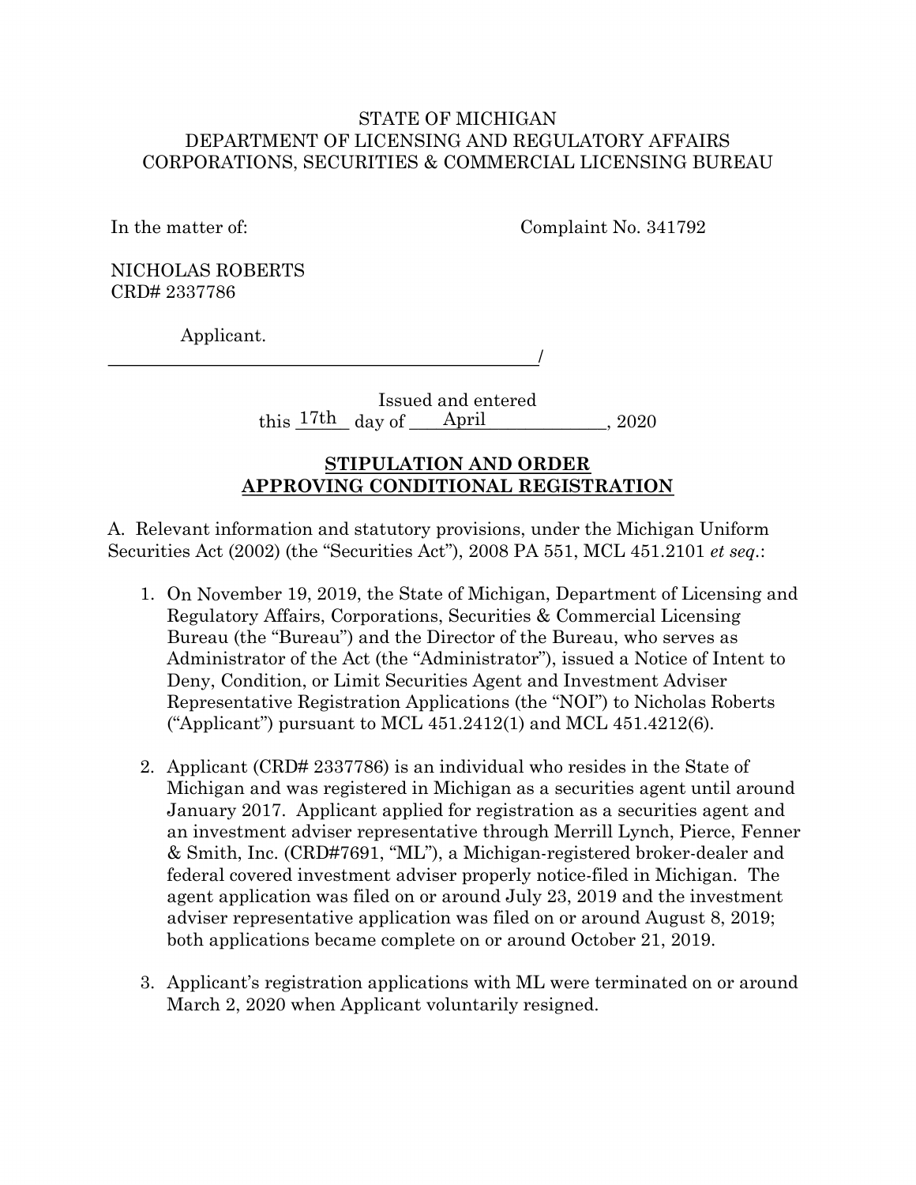STATE OF MICHIGAN
DEPARTMENT OF LICENSING AND REGULATORY AFFAIRS
CORPORATIONS, SECURITIES & COMMERCIAL LICENSING BUREAU

In the matter of: Complaint No. 341792

NICHOLAS ROBERTS
CRD# 2337786

Applicant.
_______________________________________________/

Issued and entered
this 17th day of April, 2020

**STIPULATION AND ORDER**
**APPROVING CONDITIONAL REGISTRATION**

A. Relevant information and statutory provisions, under the Michigan Uniform Securities Act (2002) (the "Securities Act"), 2008 PA 551, MCL 451.2101 *et seq.*:

1. On November 19, 2019, the State of Michigan, Department of Licensing and Regulatory Affairs, Corporations, Securities & Commercial Licensing Bureau (the "Bureau") and the Director of the Bureau, who serves as Administrator of the Act (the "Administrator"), issued a Notice of Intent to Deny, Condition, or Limit Securities Agent and Investment Adviser Representative Registration Applications (the "NOI") to Nicholas Roberts ("Applicant") pursuant to MCL 451.2412(1) and MCL 451.4212(6).

2. Applicant (CRD# 2337786) is an individual who resides in the State of Michigan and was registered in Michigan as a securities agent until around January 2017. Applicant applied for registration as a securities agent and an investment adviser representative through Merrill Lynch, Pierce, Fenner & Smith, Inc. (CRD#7691, "ML"), a Michigan-registered broker-dealer and federal covered investment adviser properly notice-filed in Michigan. The agent application was filed on or around July 23, 2019 and the investment adviser representative application was filed on or around August 8, 2019; both applications became complete on or around October 21, 2019.

3. Applicant's registration applications with ML were terminated on or around March 2, 2020 when Applicant voluntarily resigned.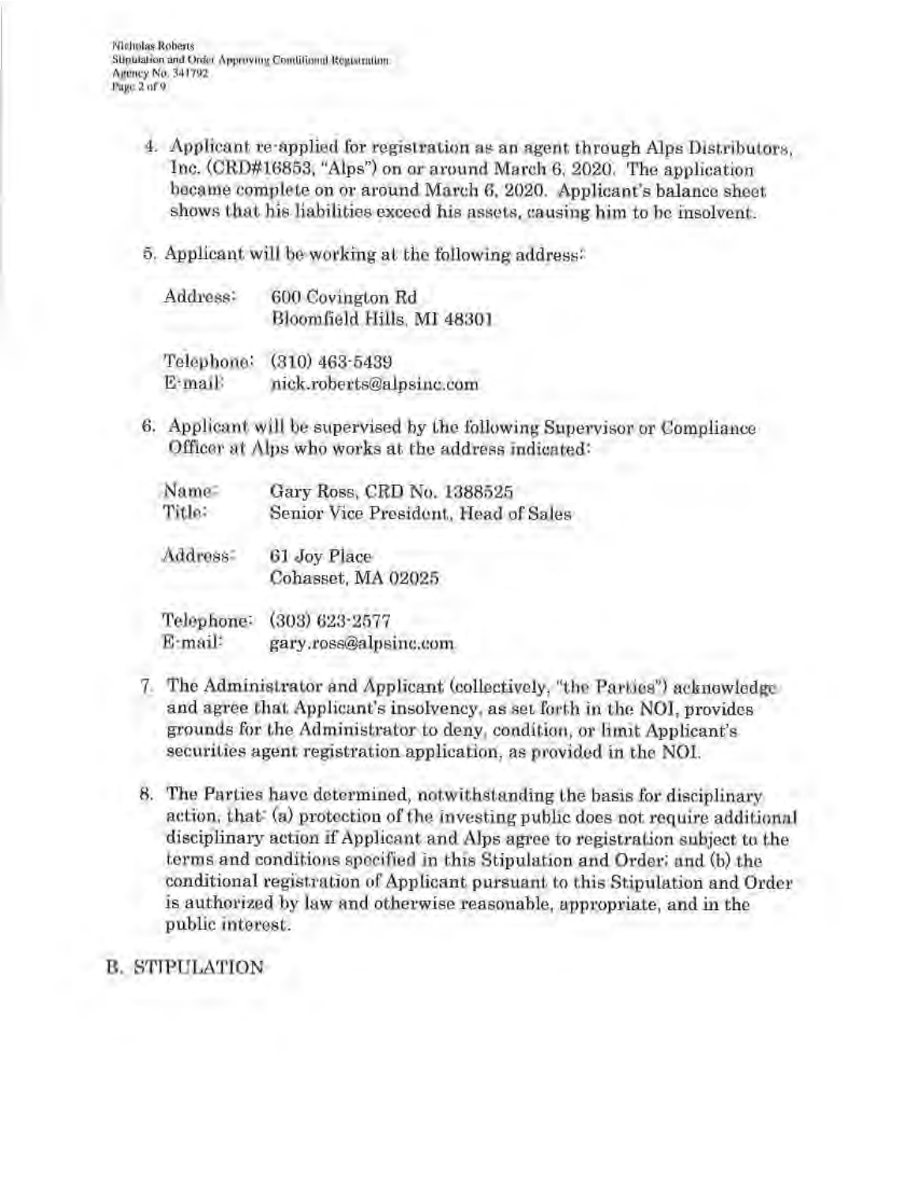4. Applicant re-applied for registration as an agent through Alps Distributors, Inc. (CRD#16853, "Alps") on or around March 6, 2020. The application became complete on or around March 6, 2020. Applicant's balance sheet shows that his liabilities exceed his assets, causing him to be insolvent.

5. Applicant will be working at the following address:

   Address: 600 Covington Rd
   Bloomfield Hills, MI 48301

   Telephone: (310) 463-5439
   E-mail: nick.roberts@alpsinc.com

6. Applicant will be supervised by the following Supervisor or Compliance Officer at Alps who works at the address indicated:

   Name: Gary Ross, CRD No. 1388525
   Title: Senior Vice President, Head of Sales

   Address: 61 Joy Place
   Cohasset, MA 02025

   Telephone: (303) 623-2577
   E-mail: gary.ross@alpsinc.com

7. The Administrator and Applicant (collectively, "the Parties") acknowledge and agree that Applicant's insolvency, as set forth in the NOI, provides grounds for the Administrator to deny, condition, or limit Applicant's securities agent registration application, as provided in the NOI.

8. The Parties have determined, notwithstanding the basis for disciplinary action, that: (a) protection of the investing public does not require additional disciplinary action if Applicant and Alps agree to registration subject to the terms and conditions specified in this Stipulation and Order; and (b) the conditional registration of Applicant pursuant to this Stipulation and Order is authorized by law and otherwise reasonable, appropriate, and in the public interest.

## B. STIPULATION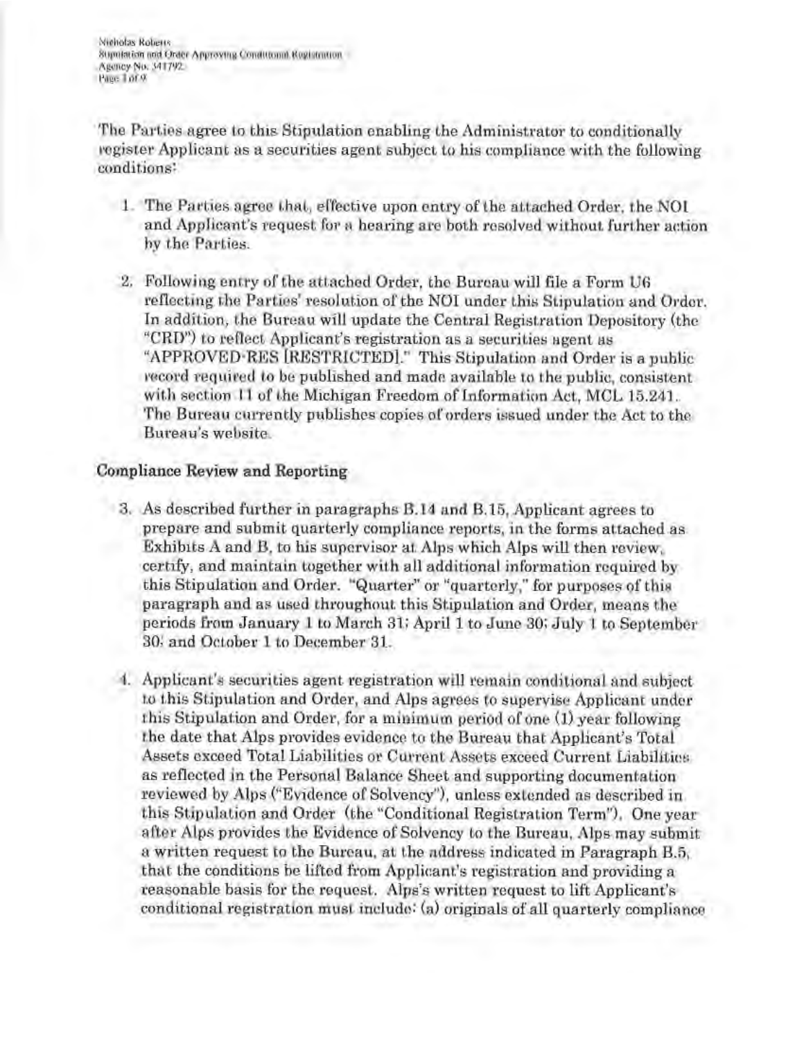The Parties agree to this Stipulation enabling the Administrator to conditionally register Applicant as a securities agent subject to his compliance with the following conditions:

1. The Parties agree that, effective upon entry of the attached Order, the NOI and Applicant's request for a hearing are both resolved without further action by the Parties.

2. Following entry of the attached Order, the Bureau will file a Form U6 reflecting the Parties' resolution of the NOI under this Stipulation and Order. In addition, the Bureau will update the Central Registration Depository (the "CRD") to reflect Applicant's registration as a securities agent as "APPROVED-RES [RESTRICTED]." This Stipulation and Order is a public record required to be published and made available to the public, consistent with section 11 of the Michigan Freedom of Information Act, MCL 15.241. The Bureau currently publishes copies of orders issued under the Act to the Bureau's website.

**Compliance Review and Reporting**

3. As described further in paragraphs B.14 and B.15, Applicant agrees to prepare and submit quarterly compliance reports, in the forms attached as Exhibits A and B, to his supervisor at Alps which Alps will then review, certify, and maintain together with all additional information required by this Stipulation and Order. "Quarter" or "quarterly," for purposes of this paragraph and as used throughout this Stipulation and Order, means the periods from January 1 to March 31; April 1 to June 30; July 1 to September 30; and October 1 to December 31.

4. Applicant's securities agent registration will remain conditional and subject to this Stipulation and Order, and Alps agrees to supervise Applicant under this Stipulation and Order, for a minimum period of one (1) year following the date that Alps provides evidence to the Bureau that Applicant's Total Assets exceed Total Liabilities or Current Assets exceed Current Liabilities as reflected in the Personal Balance Sheet and supporting documentation reviewed by Alps ("Evidence of Solvency"), unless extended as described in this Stipulation and Order (the "Conditional Registration Term"). One year after Alps provides the Evidence of Solvency to the Bureau, Alps may submit a written request to the Bureau, at the address indicated in Paragraph B.5, that the conditions be lifted from Applicant's registration and providing a reasonable basis for the request. Alps's written request to lift Applicant's conditional registration must include: (a) originals of all quarterly compliance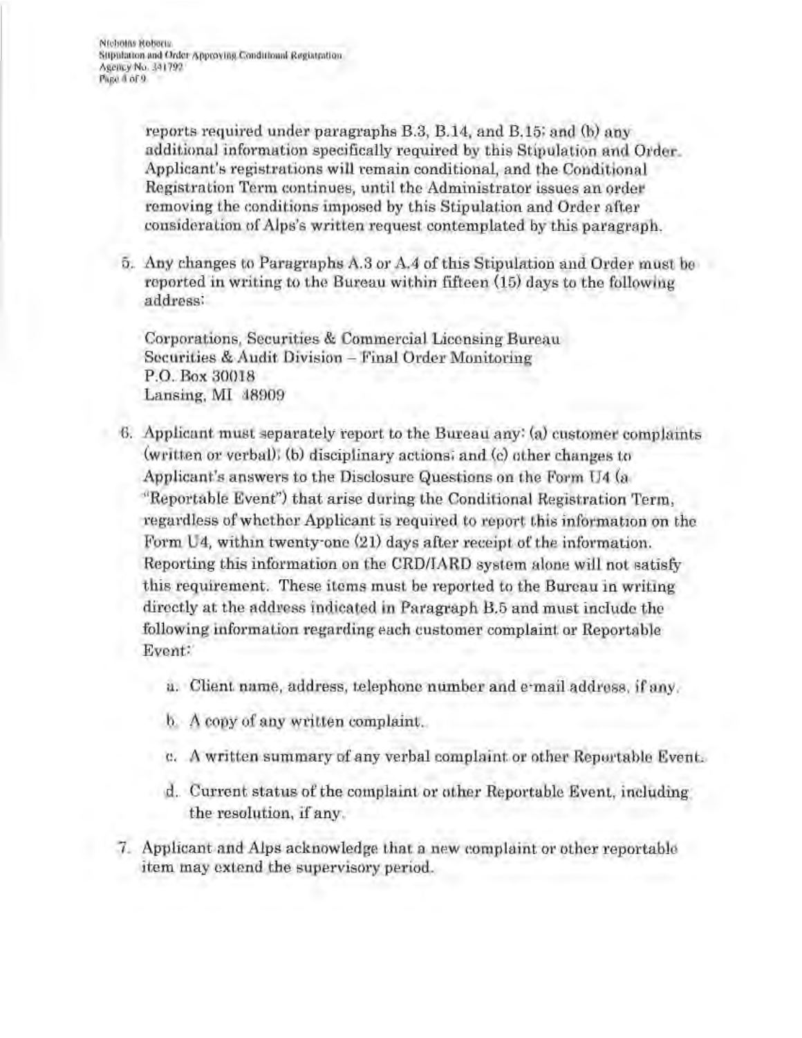reports required under paragraphs B.3, B.14, and B.15; and (b) any additional information specifically required by this Stipulation and Order. Applicant's registrations will remain conditional, and the Conditional Registration Term continues, until the Administrator issues an order removing the conditions imposed by this Stipulation and Order after consideration of Alps's written request contemplated by this paragraph.

5. Any changes to Paragraphs A.3 or A.4 of this Stipulation and Order must be reported in writing to the Bureau within fifteen (15) days to the following address:

   Corporations, Securities & Commercial Licensing Bureau
   Securities & Audit Division – Final Order Monitoring
   P.O. Box 30018
   Lansing, MI 48909

6. Applicant must separately report to the Bureau any: (a) customer complaints (written or verbal); (b) disciplinary actions; and (c) other changes to Applicant's answers to the Disclosure Questions on the Form U4 (a "Reportable Event") that arise during the Conditional Registration Term, regardless of whether Applicant is required to report this information on the Form U4, within twenty-one (21) days after receipt of the information. Reporting this information on the CRD/IARD system alone will not satisfy this requirement. These items must be reported to the Bureau in writing directly at the address indicated in Paragraph B.5 and must include the following information regarding each customer complaint or Reportable Event:

   a. Client name, address, telephone number and e-mail address, if any.

   b. A copy of any written complaint.

   c. A written summary of any verbal complaint or other Reportable Event.

   d. Current status of the complaint or other Reportable Event, including the resolution, if any.

7. Applicant and Alps acknowledge that a new complaint or other reportable item may extend the supervisory period.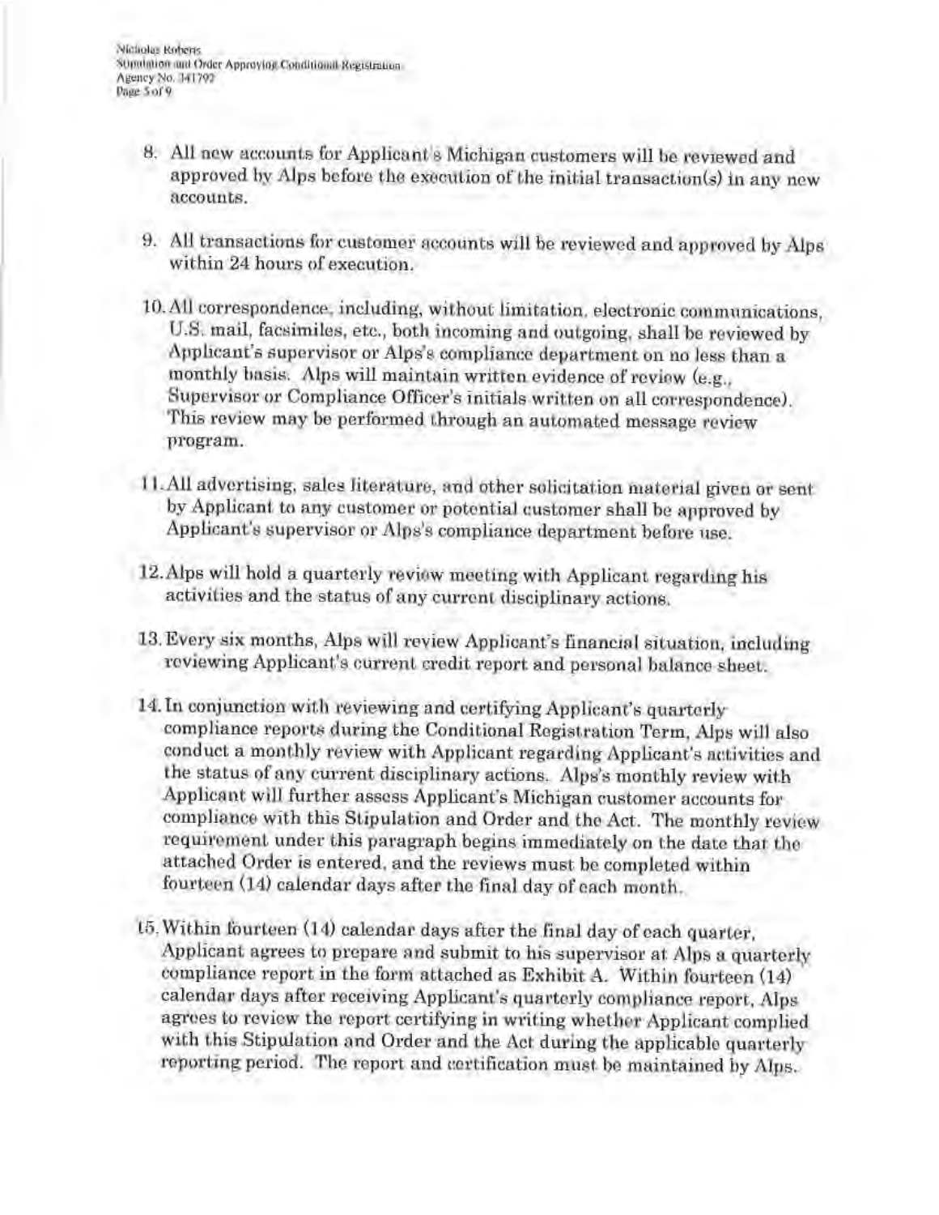8. All new accounts for Applicant's Michigan customers will be reviewed and approved by Alps before the execution of the initial transaction(s) in any new accounts.

9. All transactions for customer accounts will be reviewed and approved by Alps within 24 hours of execution.

10. All correspondence, including, without limitation, electronic communications, U.S. mail, facsimiles, etc., both incoming and outgoing, shall be reviewed by Applicant's supervisor or Alps's compliance department on no less than a monthly basis. Alps will maintain written evidence of review (e.g., Supervisor or Compliance Officer's initials written on all correspondence). This review may be performed through an automated message review program.

11. All advertising, sales literature, and other solicitation material given or sent by Applicant to any customer or potential customer shall be approved by Applicant's supervisor or Alps's compliance department before use.

12. Alps will hold a quarterly review meeting with Applicant regarding his activities and the status of any current disciplinary actions.

13. Every six months, Alps will review Applicant's financial situation, including reviewing Applicant's current credit report and personal balance sheet.

14. In conjunction with reviewing and certifying Applicant's quarterly compliance reports during the Conditional Registration Term, Alps will also conduct a monthly review with Applicant regarding Applicant's activities and the status of any current disciplinary actions. Alps's monthly review with Applicant will further assess Applicant's Michigan customer accounts for compliance with this Stipulation and Order and the Act. The monthly review requirement under this paragraph begins immediately on the date that the attached Order is entered, and the reviews must be completed within fourteen (14) calendar days after the final day of each month.

15. Within fourteen (14) calendar days after the final day of each quarter, Applicant agrees to prepare and submit to his supervisor at Alps a quarterly compliance report in the form attached as Exhibit A. Within fourteen (14) calendar days after receiving Applicant's quarterly compliance report, Alps agrees to review the report certifying in writing whether Applicant complied with this Stipulation and Order and the Act during the applicable quarterly reporting period. The report and certification must be maintained by Alps.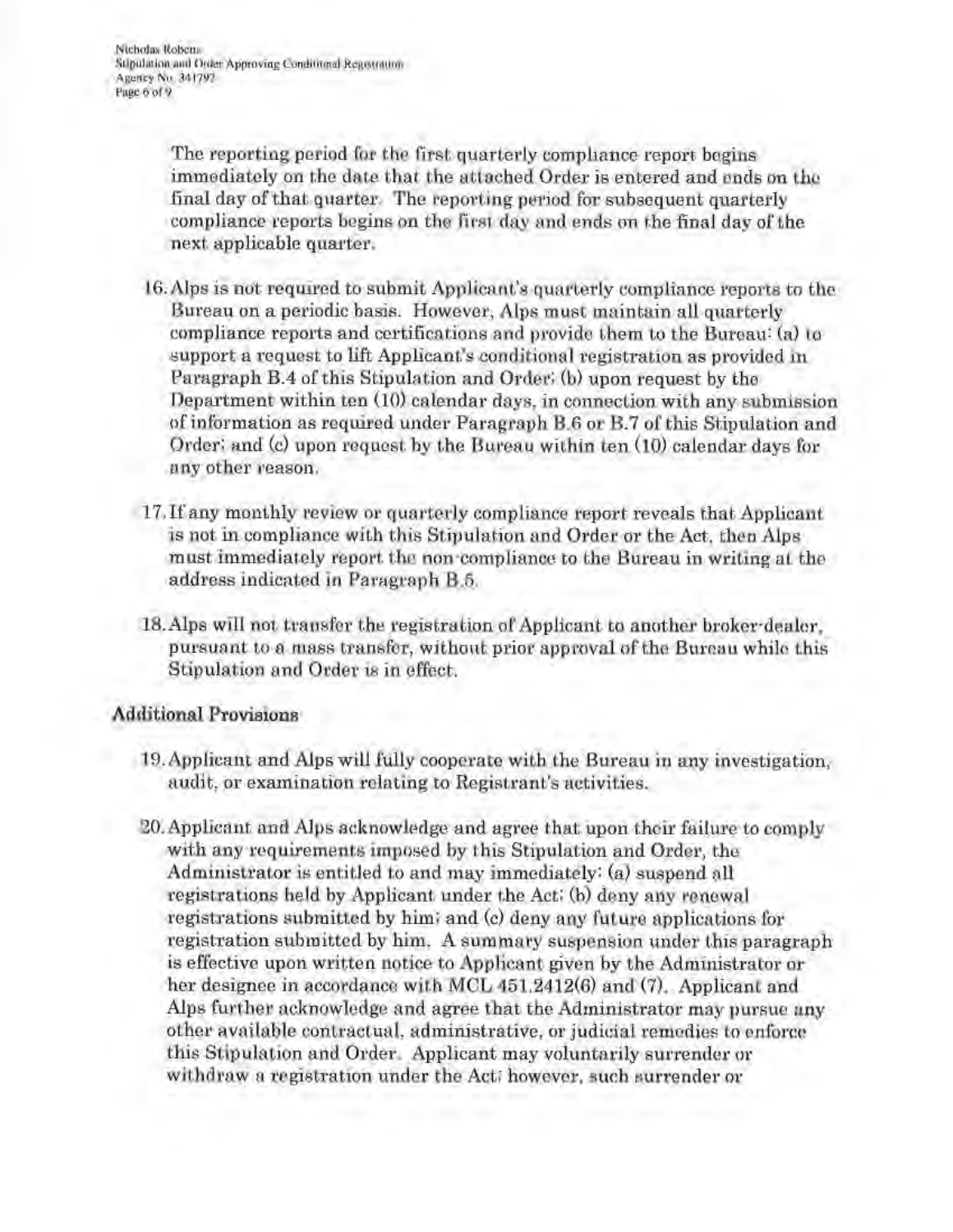The reporting period for the first quarterly compliance report begins immediately on the date that the attached Order is entered and ends on the final day of that quarter. The reporting period for subsequent quarterly compliance reports begins on the first day and ends on the final day of the next applicable quarter.

16. Alps is not required to submit Applicant's quarterly compliance reports to the Bureau on a periodic basis. However, Alps must maintain all quarterly compliance reports and certifications and provide them to the Bureau: (a) to support a request to lift Applicant's conditional registration as provided in Paragraph B.4 of this Stipulation and Order; (b) upon request by the Department within ten (10) calendar days, in connection with any submission of information as required under Paragraph B.6 or B.7 of this Stipulation and Order; and (c) upon request by the Bureau within ten (10) calendar days for any other reason.

17. If any monthly review or quarterly compliance report reveals that Applicant is not in compliance with this Stipulation and Order or the Act, then Alps must immediately report the non-compliance to the Bureau in writing at the address indicated in Paragraph B.5.

18. Alps will not transfer the registration of Applicant to another broker-dealer, pursuant to a mass transfer, without prior approval of the Bureau while this Stipulation and Order is in effect.

**Additional Provisions**

19. Applicant and Alps will fully cooperate with the Bureau in any investigation, audit, or examination relating to Registrant's activities.

20. Applicant and Alps acknowledge and agree that upon their failure to comply with any requirements imposed by this Stipulation and Order, the Administrator is entitled to and may immediately: (a) suspend all registrations held by Applicant under the Act; (b) deny any renewal registrations submitted by him; and (c) deny any future applications for registration submitted by him. A summary suspension under this paragraph is effective upon written notice to Applicant given by the Administrator or her designee in accordance with MCL 451.2412(6) and (7). Applicant and Alps further acknowledge and agree that the Administrator may pursue any other available contractual, administrative, or judicial remedies to enforce this Stipulation and Order. Applicant may voluntarily surrender or withdraw a registration under the Act; however, such surrender or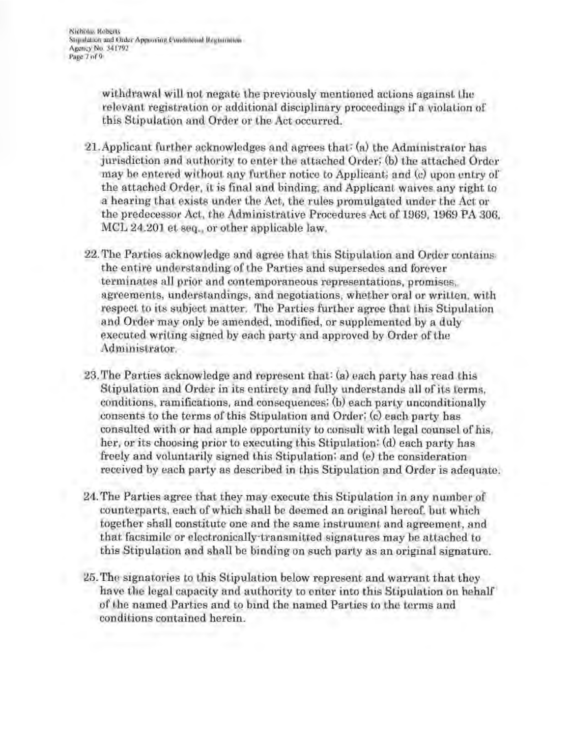withdrawal will not negate the previously mentioned actions against the relevant registration or additional disciplinary proceedings if a violation of this Stipulation and Order or the Act occurred.

21. Applicant further acknowledges and agrees that: (a) the Administrator has jurisdiction and authority to enter the attached Order; (b) the attached Order may be entered without any further notice to Applicant; and (c) upon entry of the attached Order, it is final and binding, and Applicant waives any right to a hearing that exists under the Act, the rules promulgated under the Act or the predecessor Act, the Administrative Procedures Act of 1969, 1969 PA 306, MCL 24.201 et seq., or other applicable law.

22. The Parties acknowledge and agree that this Stipulation and Order contains the entire understanding of the Parties and supersedes and forever terminates all prior and contemporaneous representations, promises, agreements, understandings, and negotiations, whether oral or written, with respect to its subject matter. The Parties further agree that this Stipulation and Order may only be amended, modified, or supplemented by a duly executed writing signed by each party and approved by Order of the Administrator.

23. The Parties acknowledge and represent that: (a) each party has read this Stipulation and Order in its entirety and fully understands all of its terms, conditions, ramifications, and consequences; (b) each party unconditionally consents to the terms of this Stipulation and Order; (c) each party has consulted with or had ample opportunity to consult with legal counsel of his, her, or its choosing prior to executing this Stipulation; (d) each party has freely and voluntarily signed this Stipulation; and (e) the consideration received by each party as described in this Stipulation and Order is adequate.

24. The Parties agree that they may execute this Stipulation in any number of counterparts, each of which shall be deemed an original hereof, but which together shall constitute one and the same instrument and agreement, and that facsimile or electronically-transmitted signatures may be attached to this Stipulation and shall be binding on such party as an original signature.

25. The signatories to this Stipulation below represent and warrant that they have the legal capacity and authority to enter into this Stipulation on behalf of the named Parties and to bind the named Parties to the terms and conditions contained herein.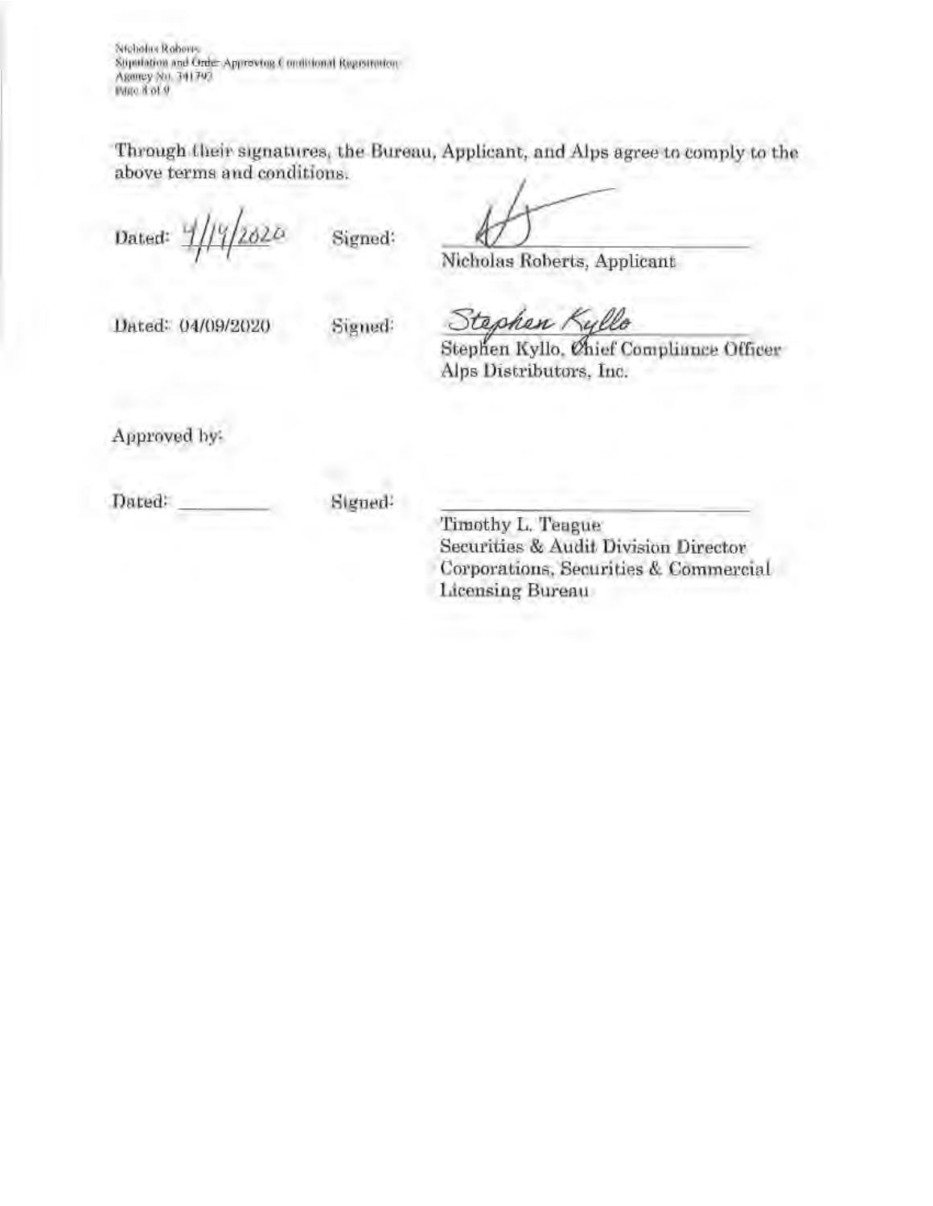Through their signatures, the Bureau, Applicant, and Alps agree to comply to the above terms and conditions.

Dated: 4/14/2020 Signed: ______________________

Nicholas Roberts, Applicant

Dated: 04/09/2020 Signed: Stephen Kyllo

Stephen Kyllo, Chief Compliance Officer
Alps Distributors, Inc.

Approved by:

Dated: ________ Signed: ______________________

Timothy L. Teague
Securities & Audit Division Director
Corporations, Securities & Commercial Licensing Bureau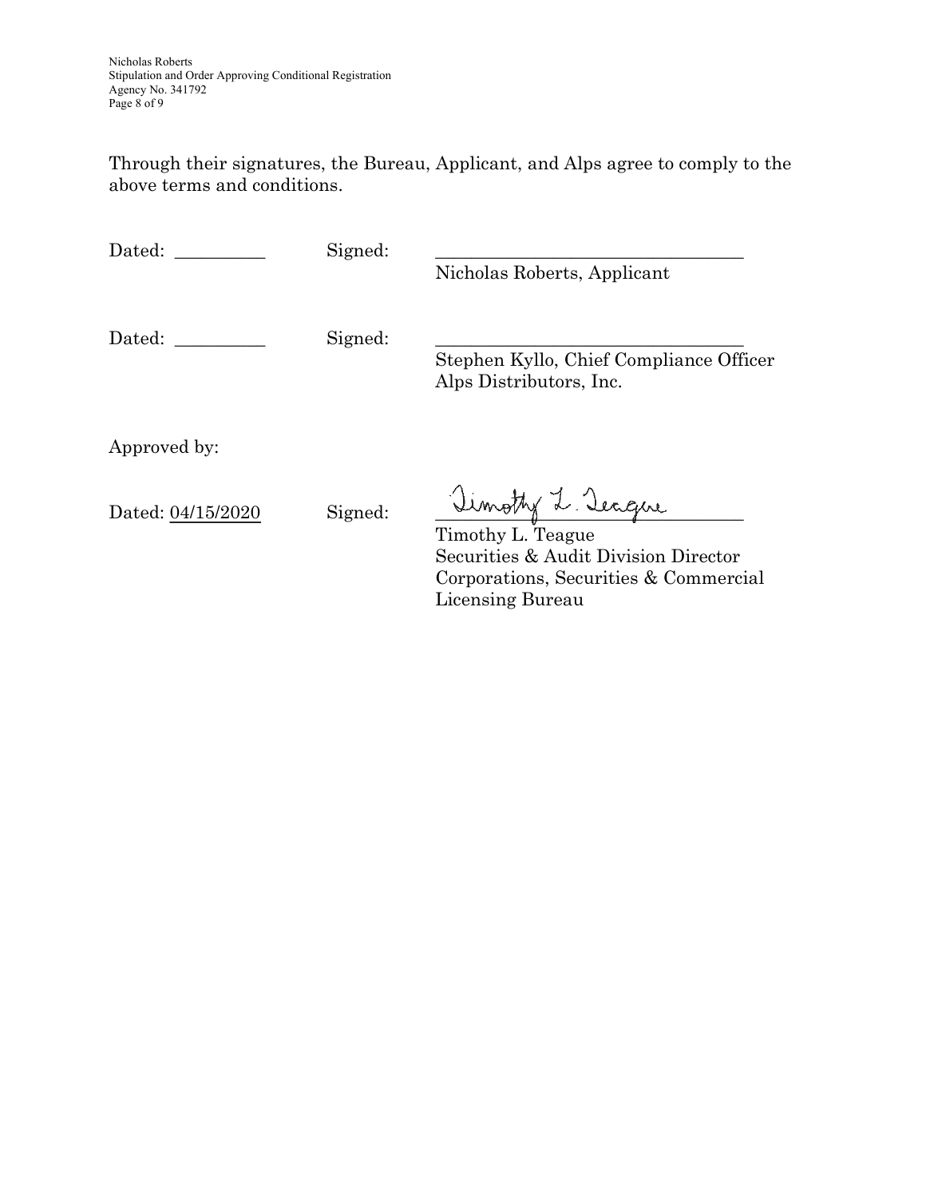Through their signatures, the Bureau, Applicant, and Alps agree to comply to the above terms and conditions.

Dated: __________ Signed: ___________________________________
Nicholas Roberts, Applicant

Dated: __________ Signed: ___________________________________
Stephen Kyllo, Chief Compliance Officer
Alps Distributors, Inc.

Approved by:

Dated: 04/15/2020 Signed: Timothy L. Teague
Timothy L. Teague
Securities & Audit Division Director
Corporations, Securities & Commercial Licensing Bureau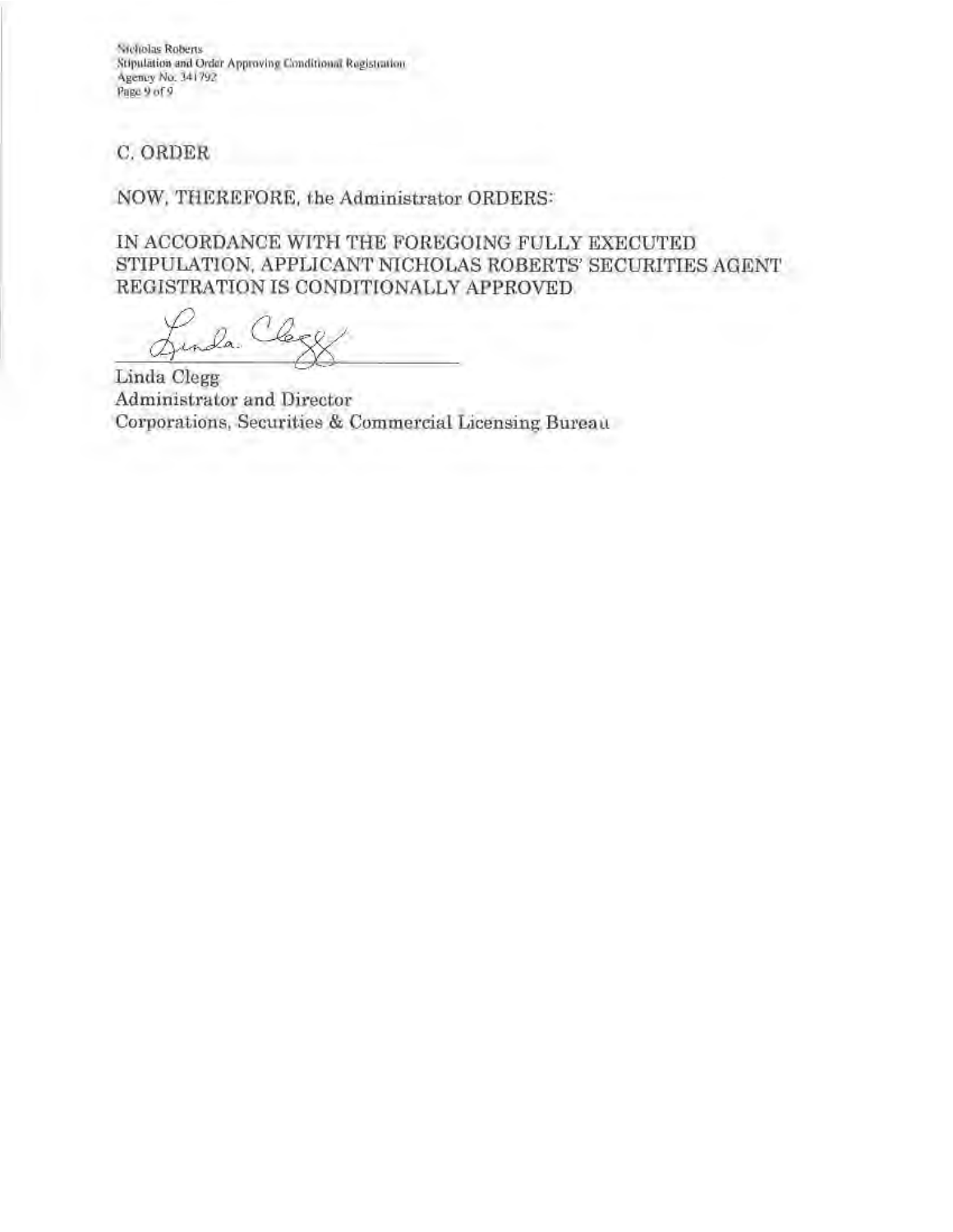## C. ORDER

NOW, THEREFORE, the Administrator ORDERS:

IN ACCORDANCE WITH THE FOREGOING FULLY EXECUTED STIPULATION, APPLICANT NICHOLAS ROBERTS' SECURITIES AGENT REGISTRATION IS CONDITIONALLY APPROVED.

Linda Clegg
Administrator and Director
Corporations, Securities & Commercial Licensing Bureau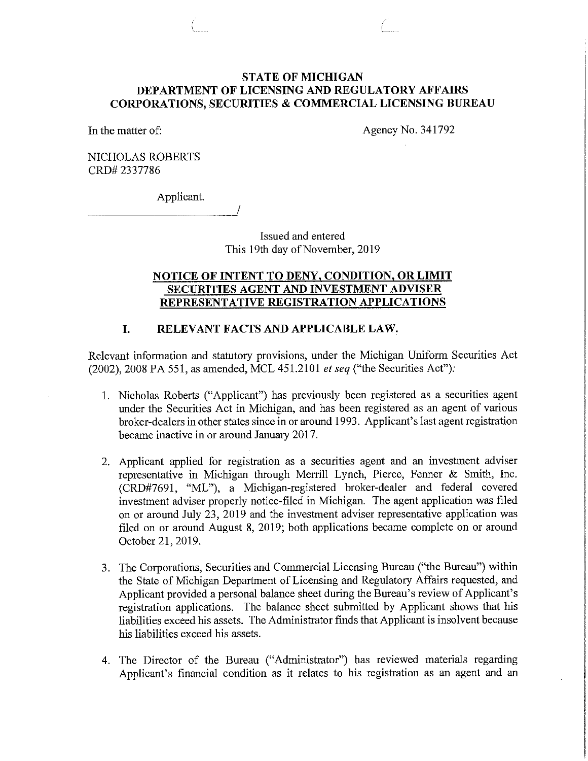# STATE OF MICHIGAN
# DEPARTMENT OF LICENSING AND REGULATORY AFFAIRS
# CORPORATIONS, SECURITIES & COMMERCIAL LICENSING BUREAU

In the matter of:

Agency No. 341792

NICHOLAS ROBERTS
CRD# 2337786

Applicant.
_______________________________/

Issued and entered
This 19th day of November, 2019

## NOTICE OF INTENT TO DENY, CONDITION, OR LIMIT SECURITIES AGENT AND INVESTMENT ADVISER REPRESENTATIVE REGISTRATION APPLICATIONS

### I. RELEVANT FACTS AND APPLICABLE LAW.

Relevant information and statutory provisions, under the Michigan Uniform Securities Act (2002), 2008 PA 551, as amended, MCL 451.2101 *et seq* ("the Securities Act"):

1. Nicholas Roberts ("Applicant") has previously been registered as a securities agent under the Securities Act in Michigan, and has been registered as an agent of various broker-dealers in other states since in or around 1993. Applicant's last agent registration became inactive in or around January 2017.

2. Applicant applied for registration as a securities agent and an investment adviser representative in Michigan through Merrill Lynch, Pierce, Fenner & Smith, Inc. (CRD#7691, "ML"), a Michigan-registered broker-dealer and federal covered investment adviser properly notice-filed in Michigan. The agent application was filed on or around July 23, 2019 and the investment adviser representative application was filed on or around August 8, 2019; both applications became complete on or around October 21, 2019.

3. The Corporations, Securities and Commercial Licensing Bureau ("the Bureau") within the State of Michigan Department of Licensing and Regulatory Affairs requested, and Applicant provided a personal balance sheet during the Bureau's review of Applicant's registration applications. The balance sheet submitted by Applicant shows that his liabilities exceed his assets. The Administrator finds that Applicant is insolvent because his liabilities exceed his assets.

4. The Director of the Bureau ("Administrator") has reviewed materials regarding Applicant's financial condition as it relates to his registration as an agent and an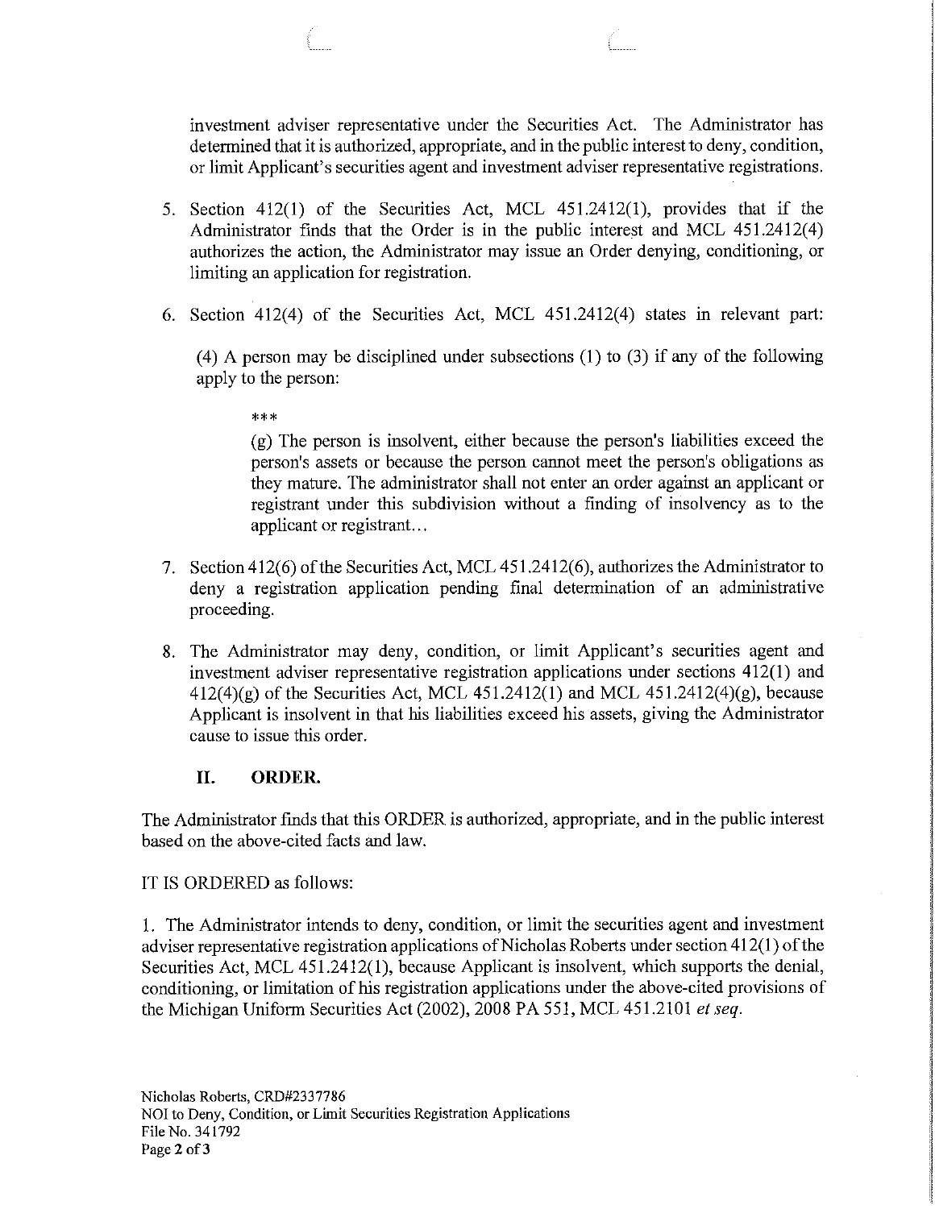investment adviser representative under the Securities Act. The Administrator has determined that it is authorized, appropriate, and in the public interest to deny, condition, or limit Applicant's securities agent and investment adviser representative registrations.

5. Section 412(1) of the Securities Act, MCL 451.2412(1), provides that if the Administrator finds that the Order is in the public interest and MCL 451.2412(4) authorizes the action, the Administrator may issue an Order denying, conditioning, or limiting an application for registration.

6. Section 412(4) of the Securities Act, MCL 451.2412(4) states in relevant part:

   (4) A person may be disciplined under subsections (1) to (3) if any of the following apply to the person:

   > ***
   >
   > (g) The person is insolvent, either because the person's liabilities exceed the person's assets or because the person cannot meet the person's obligations as they mature. The administrator shall not enter an order against an applicant or registrant under this subdivision without a finding of insolvency as to the applicant or registrant...

7. Section 412(6) of the Securities Act, MCL 451.2412(6), authorizes the Administrator to deny a registration application pending final determination of an administrative proceeding.

8. The Administrator may deny, condition, or limit Applicant's securities agent and investment adviser representative registration applications under sections 412(1) and 412(4)(g) of the Securities Act, MCL 451.2412(1) and MCL 451.2412(4)(g), because Applicant is insolvent in that his liabilities exceed his assets, giving the Administrator cause to issue this order.

## II. ORDER.

The Administrator finds that this ORDER is authorized, appropriate, and in the public interest based on the above-cited facts and law.

IT IS ORDERED as follows:

1. The Administrator intends to deny, condition, or limit the securities agent and investment adviser representative registration applications of Nicholas Roberts under section 412(1) of the Securities Act, MCL 451.2412(1), because Applicant is insolvent, which supports the denial, conditioning, or limitation of his registration applications under the above-cited provisions of the Michigan Uniform Securities Act (2002), 2008 PA 551, MCL 451.2101 *et seq*.

Nicholas Roberts, CRD#2337786
NOI to Deny, Condition, or Limit Securities Registration Applications
File No. 341792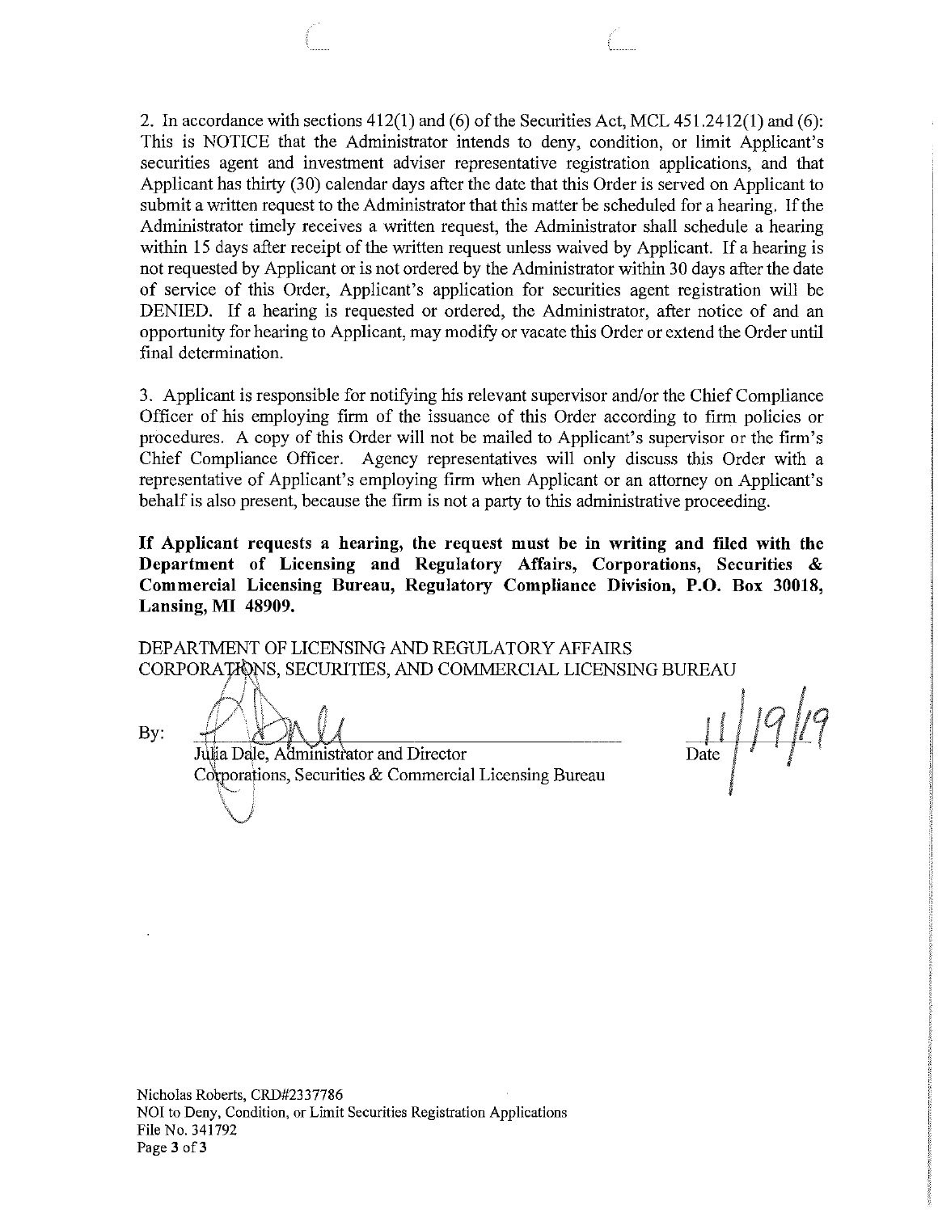2. In accordance with sections 412(1) and (6) of the Securities Act, MCL 451.2412(1) and (6): This is NOTICE that the Administrator intends to deny, condition, or limit Applicant's securities agent and investment adviser representative registration applications, and that Applicant has thirty (30) calendar days after the date that this Order is served on Applicant to submit a written request to the Administrator that this matter be scheduled for a hearing. If the Administrator timely receives a written request, the Administrator shall schedule a hearing within 15 days after receipt of the written request unless waived by Applicant. If a hearing is not requested by Applicant or is not ordered by the Administrator within 30 days after the date of service of this Order, Applicant's application for securities agent registration will be DENIED. If a hearing is requested or ordered, the Administrator, after notice of and an opportunity for hearing to Applicant, may modify or vacate this Order or extend the Order until final determination.

3. Applicant is responsible for notifying his relevant supervisor and/or the Chief Compliance Officer of his employing firm of the issuance of this Order according to firm policies or procedures. A copy of this Order will not be mailed to Applicant's supervisor or the firm's Chief Compliance Officer. Agency representatives will only discuss this Order with a representative of Applicant's employing firm when Applicant or an attorney on Applicant's behalf is also present, because the firm is not a party to this administrative proceeding.

**If Applicant requests a hearing, the request must be in writing and filed with the Department of Licensing and Regulatory Affairs, Corporations, Securities & Commercial Licensing Bureau, Regulatory Compliance Division, P.O. Box 30018, Lansing, MI 48909.**

DEPARTMENT OF LICENSING AND REGULATORY AFFAIRS
CORPORATIONS, SECURITIES, AND COMMERCIAL LICENSING BUREAU

By: ______________________________
Julia Dale, Administrator and Director
Corporations, Securities & Commercial Licensing Bureau

11/19/19
Date

Nicholas Roberts, CRD#2337786
NOI to Deny, Condition, or Limit Securities Registration Applications
File No. 341792